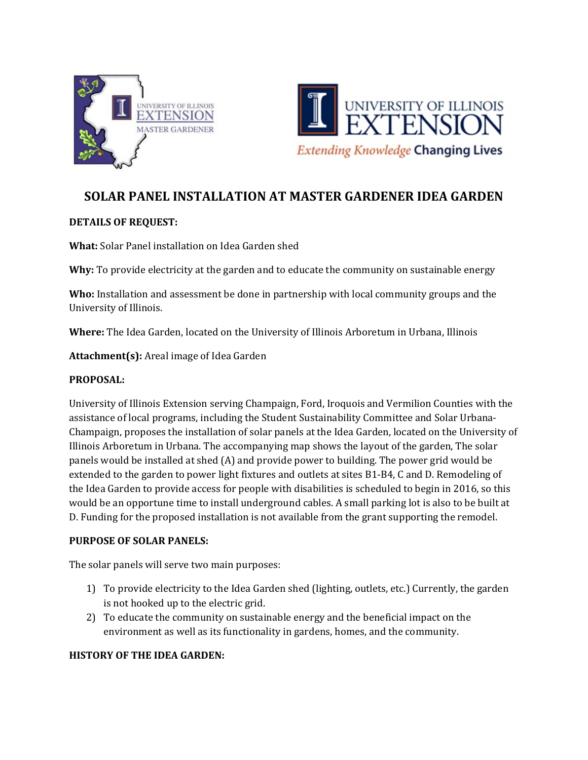# SOLAR PANEL INSTALLATION AT MASTER GARDENER IDEA GARDEN

**DETAILS OF REQUEST:**

**What:** Solar Panel installation on Idea Garden shed

**Why:** To provide electricity at the garden and to educate the community on sustainable energy

**Who:** Installation and assessment be done in partnership with local community groups and the University of Illinois.

**Where:** The Idea Garden, located on the University of Illinois Arboretum in Urbana, Illinois

**Attachment(s):** Areal image of Idea Garden

**PROPOSAL:**

University of Illinois Extension serving Champaign, Ford, Iroquois and Vermilion Counties with the assistance of local programs, including the Student Sustainability Committee and Solar Urbana-Champaign, proposes the installation of solar panels at the Idea Garden, located on the University of Illinois Arboretum in Urbana. The accompanying map shows the layout of the garden, The solar panels would be installed at shed (A) and provide power to building. The power grid would be extended to the garden to power light fixtures and outlets at sites B1-B4, C and D. Remodeling of the Idea Garden to provide access for people with disabilities is scheduled to begin in 2016, so this would be an opportune time to install underground cables. A small parking lot is also to be built at D. Funding for the proposed installation is not available from the grant supporting the remodel.

**PURPOSE OF SOLAR PANELS:**

The solar panels will serve two main purposes:

1) To provide electricity to the Idea Garden shed (lighting, outlets, etc.) Currently, the garden is not hooked up to the electric grid.
2) To educate the community on sustainable energy and the beneficial impact on the environment as well as its functionality in gardens, homes, and the community.

**HISTORY OF THE IDEA GARDEN:**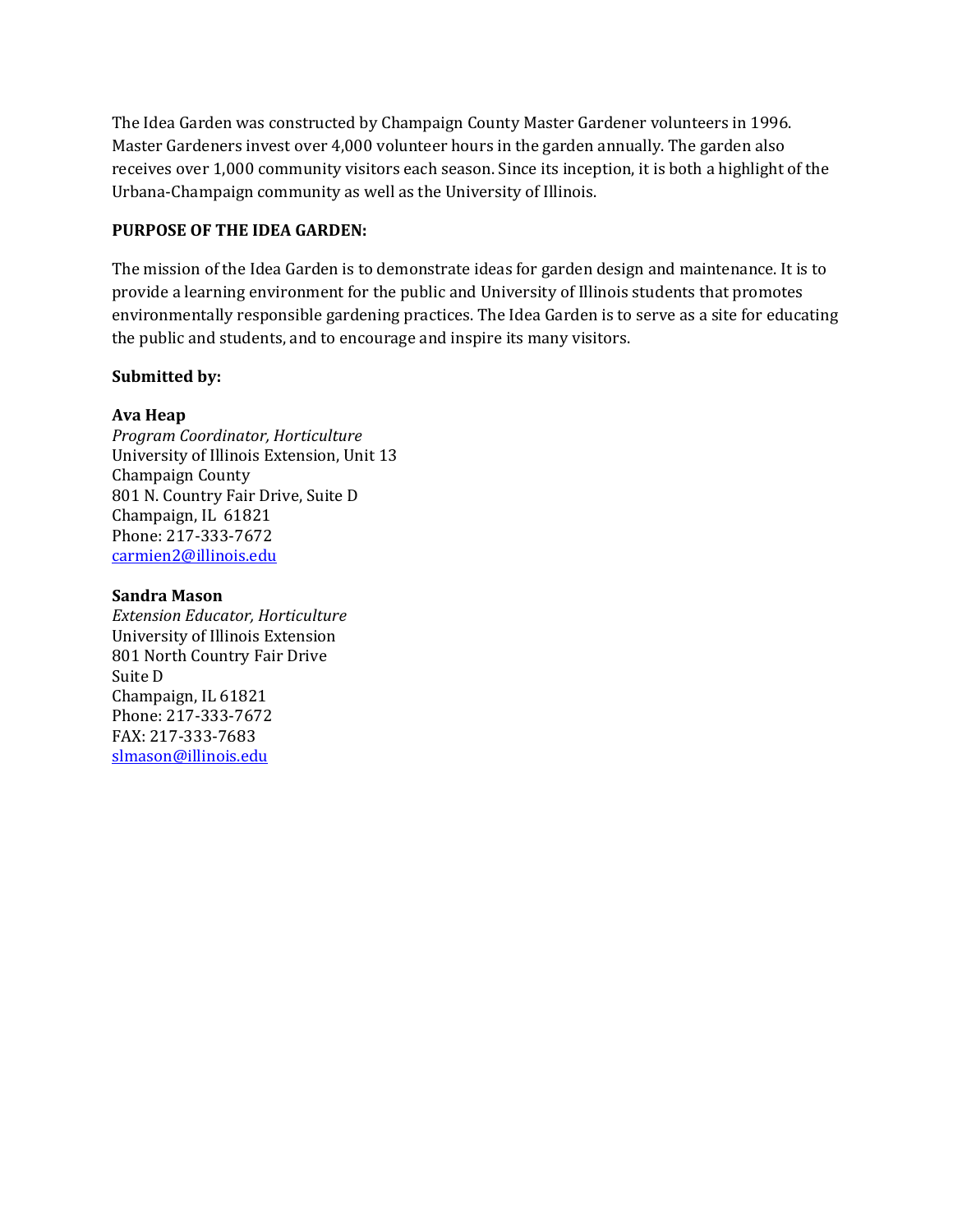The Idea Garden was constructed by Champaign County Master Gardener volunteers in 1996. Master Gardeners invest over 4,000 volunteer hours in the garden annually. The garden also receives over 1,000 community visitors each season. Since its inception, it is both a highlight of the Urbana-Champaign community as well as the University of Illinois.

**PURPOSE OF THE IDEA GARDEN:**

The mission of the Idea Garden is to demonstrate ideas for garden design and maintenance. It is to provide a learning environment for the public and University of Illinois students that promotes environmentally responsible gardening practices. The Idea Garden is to serve as a site for educating the public and students, and to encourage and inspire its many visitors.

**Submitted by:**

**Ava Heap**
*Program Coordinator, Horticulture*
University of Illinois Extension, Unit 13
Champaign County
801 N. Country Fair Drive, Suite D
Champaign, IL 61821
Phone: 217-333-7672
carmien2@illinois.edu

**Sandra Mason**
*Extension Educator, Horticulture*
University of Illinois Extension
801 North Country Fair Drive
Suite D
Champaign, IL 61821
Phone: 217-333-7672
FAX: 217-333-7683
slmason@illinois.edu